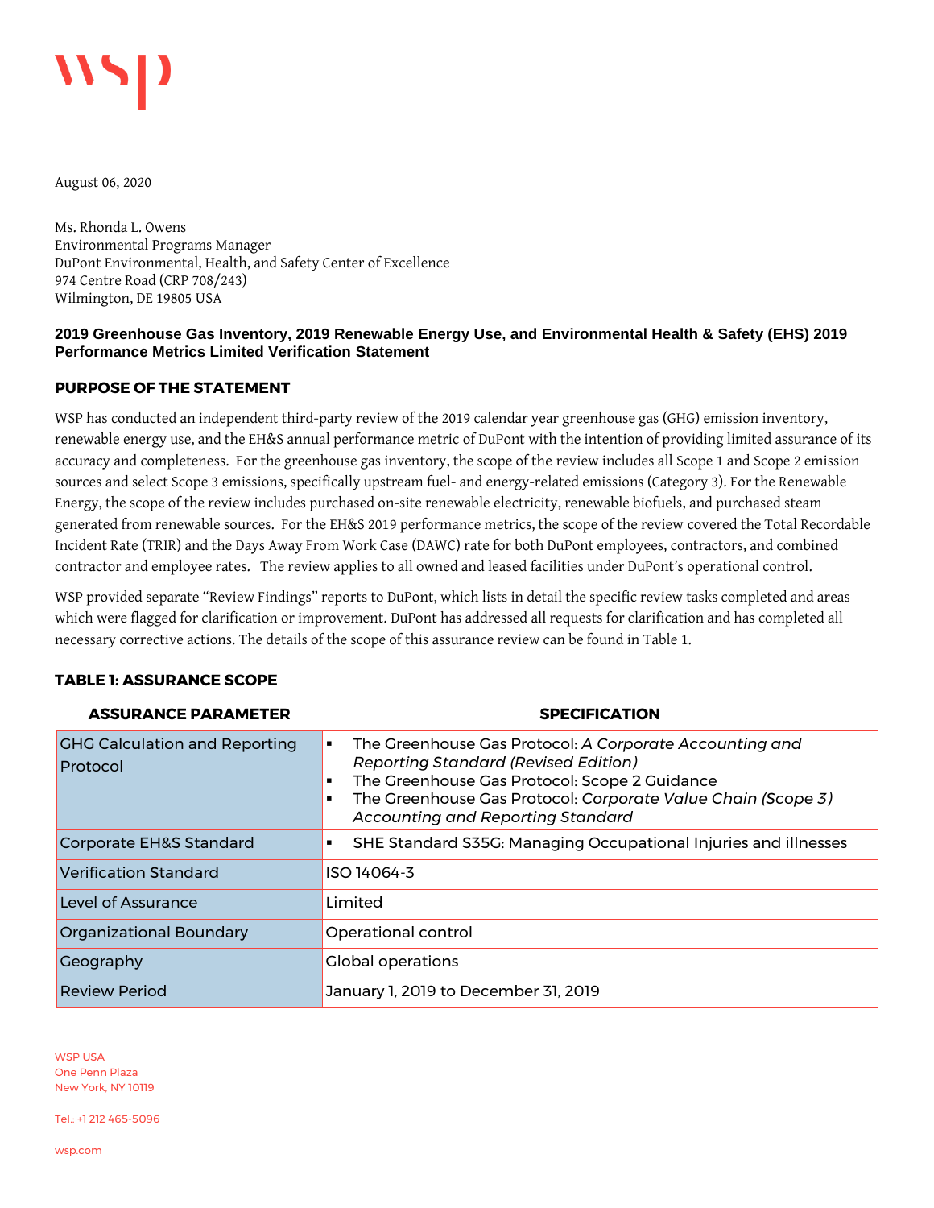August 06, 2020

Ms. Rhonda L. Owens
Environmental Programs Manager
DuPont Environmental, Health, and Safety Center of Excellence
974 Centre Road (CRP 708/243)
Wilmington, DE 19805 USA

## 2019 Greenhouse Gas Inventory, 2019 Renewable Energy Use, and Environmental Health & Safety (EHS) 2019 Performance Metrics Limited Verification Statement

### PURPOSE OF THE STATEMENT

WSP has conducted an independent third-party review of the 2019 calendar year greenhouse gas (GHG) emission inventory, renewable energy use, and the EH&S annual performance metric of DuPont with the intention of providing limited assurance of its accuracy and completeness. For the greenhouse gas inventory, the scope of the review includes all Scope 1 and Scope 2 emission sources and select Scope 3 emissions, specifically upstream fuel- and energy-related emissions (Category 3). For the Renewable Energy, the scope of the review includes purchased on-site renewable electricity, renewable biofuels, and purchased steam generated from renewable sources. For the EH&S 2019 performance metrics, the scope of the review covered the Total Recordable Incident Rate (TRIR) and the Days Away From Work Case (DAWC) rate for both DuPont employees, contractors, and combined contractor and employee rates. The review applies to all owned and leased facilities under DuPont's operational control.

WSP provided separate "Review Findings" reports to DuPont, which lists in detail the specific review tasks completed and areas which were flagged for clarification or improvement. DuPont has addressed all requests for clarification and has completed all necessary corrective actions. The details of the scope of this assurance review can be found in Table 1.

### TABLE 1: ASSURANCE SCOPE

| ASSURANCE PARAMETER | SPECIFICATION |
|---|---|
| GHG Calculation and Reporting Protocol | ▪ The Greenhouse Gas Protocol: *A Corporate Accounting and Reporting Standard (Revised Edition)*<br>▪ The Greenhouse Gas Protocol: Scope 2 Guidance<br>▪ The Greenhouse Gas Protocol: *Corporate Value Chain (Scope 3) Accounting and Reporting Standard* |
| Corporate EH&S Standard | ▪ SHE Standard S35G: Managing Occupational Injuries and illnesses |
| Verification Standard | ISO 14064-3 |
| Level of Assurance | Limited |
| Organizational Boundary | Operational control |
| Geography | Global operations |
| Review Period | January 1, 2019 to December 31, 2019 |

WSP USA
One Penn Plaza
New York, NY 10119

Tel.: +1 212 465-5096

wsp.com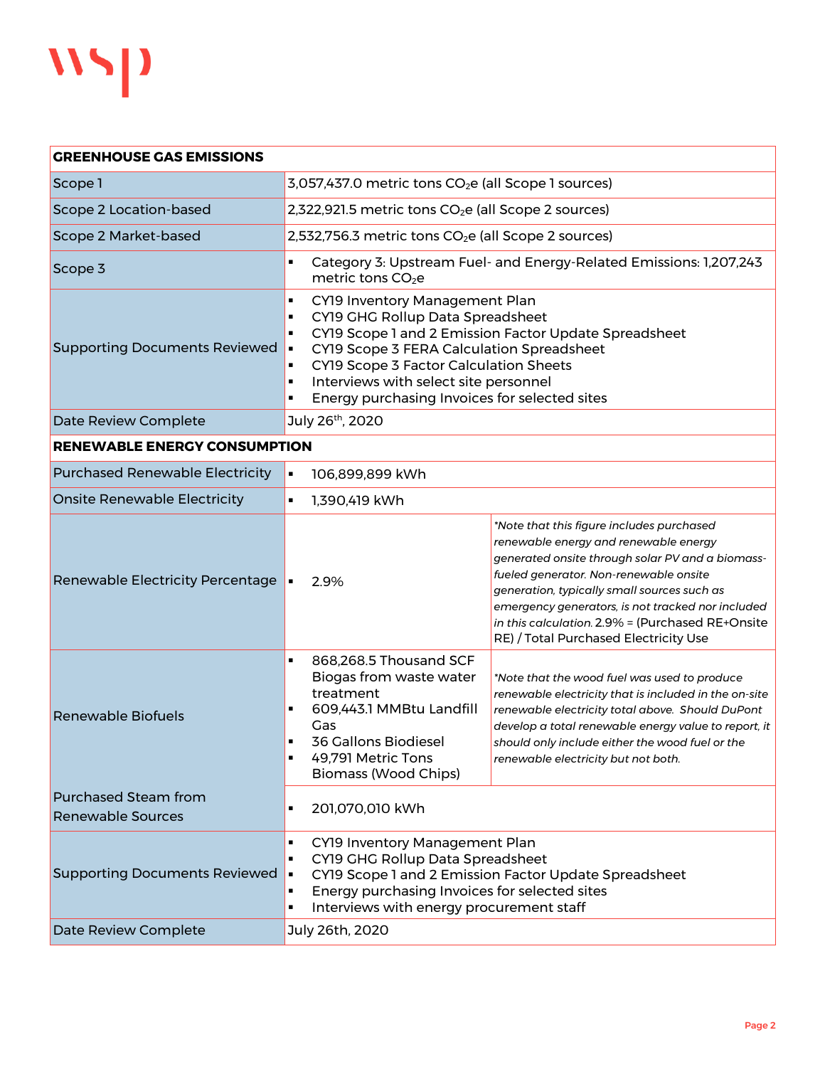| GREENHOUSE GAS EMISSIONS | | |
|---|---|---|
| Scope 1 | 3,057,437.0 metric tons $CO_2e$ (all Scope 1 sources) | |
| Scope 2 Location-based | 2,322,921.5 metric tons $CO_2e$ (all Scope 2 sources) | |
| Scope 2 Market-based | 2,532,756.3 metric tons $CO_2e$ (all Scope 2 sources) | |
| Scope 3 | ▪ Category 3: Upstream Fuel- and Energy-Related Emissions: 1,207,243 metric tons $CO_2e$ | |
| Supporting Documents Reviewed | ▪ CY19 Inventory Management Plan<br>▪ CY19 GHG Rollup Data Spreadsheet<br>▪ CY19 Scope 1 and 2 Emission Factor Update Spreadsheet<br>▪ CY19 Scope 3 FERA Calculation Spreadsheet<br>▪ CY19 Scope 3 Factor Calculation Sheets<br>▪ Interviews with select site personnel<br>▪ Energy purchasing Invoices for selected sites | |
| Date Review Complete | July 26th, 2020 | |
| **RENEWABLE ENERGY CONSUMPTION** | | |
| Purchased Renewable Electricity | ▪ 106,899,899 kWh | |
| Onsite Renewable Electricity | ▪ 1,390,419 kWh | |
| Renewable Electricity Percentage | ▪ 2.9% | *\*Note that this figure includes purchased renewable energy and renewable energy generated onsite through solar PV and a biomass-fueled generator. Non-renewable onsite generation, typically small sources such as emergency generators, is not tracked nor included in this calculation.* 2.9% = (Purchased RE+Onsite RE) / Total Purchased Electricity Use |
| Renewable Biofuels | ▪ 868,268.5 Thousand SCF Biogas from waste water treatment<br>▪ 609,443.1 MMBtu Landfill Gas<br>▪ 36 Gallons Biodiesel<br>▪ 49,791 Metric Tons Biomass (Wood Chips) | *\*Note that the wood fuel was used to produce renewable electricity that is included in the on-site renewable electricity total above. Should DuPont develop a total renewable energy value to report, it should only include either the wood fuel or the renewable electricity but not both.* |
| Purchased Steam from Renewable Sources | ▪ 201,070,010 kWh | |
| Supporting Documents Reviewed | ▪ CY19 Inventory Management Plan<br>▪ CY19 GHG Rollup Data Spreadsheet<br>▪ CY19 Scope 1 and 2 Emission Factor Update Spreadsheet<br>▪ Energy purchasing Invoices for selected sites<br>▪ Interviews with energy procurement staff | |
| Date Review Complete | July 26th, 2020 | |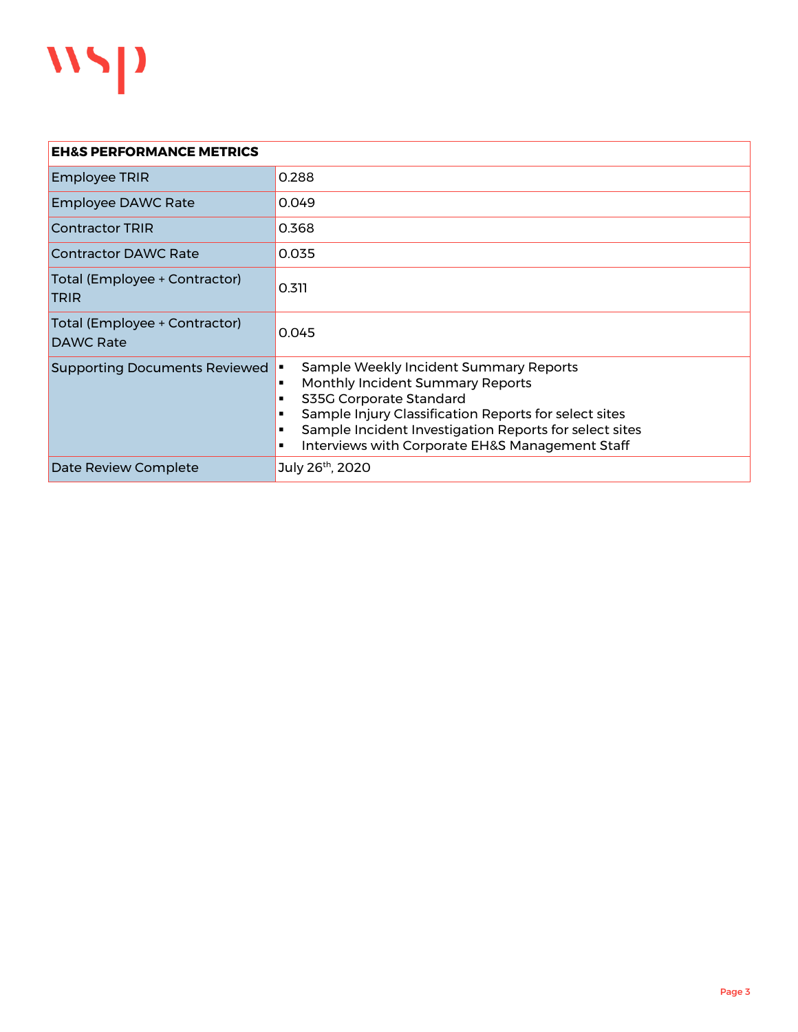| EH&S PERFORMANCE METRICS | |
|---|---|
| Employee TRIR | 0.288 |
| Employee DAWC Rate | 0.049 |
| Contractor TRIR | 0.368 |
| Contractor DAWC Rate | 0.035 |
| Total (Employee + Contractor) TRIR | 0.311 |
| Total (Employee + Contractor) DAWC Rate | 0.045 |
| Supporting Documents Reviewed | ▪ Sample Weekly Incident Summary Reports<br>▪ Monthly Incident Summary Reports<br>▪ S35G Corporate Standard<br>▪ Sample Injury Classification Reports for select sites<br>▪ Sample Incident Investigation Reports for select sites<br>▪ Interviews with Corporate EH&S Management Staff |
| Date Review Complete | July 26th, 2020 |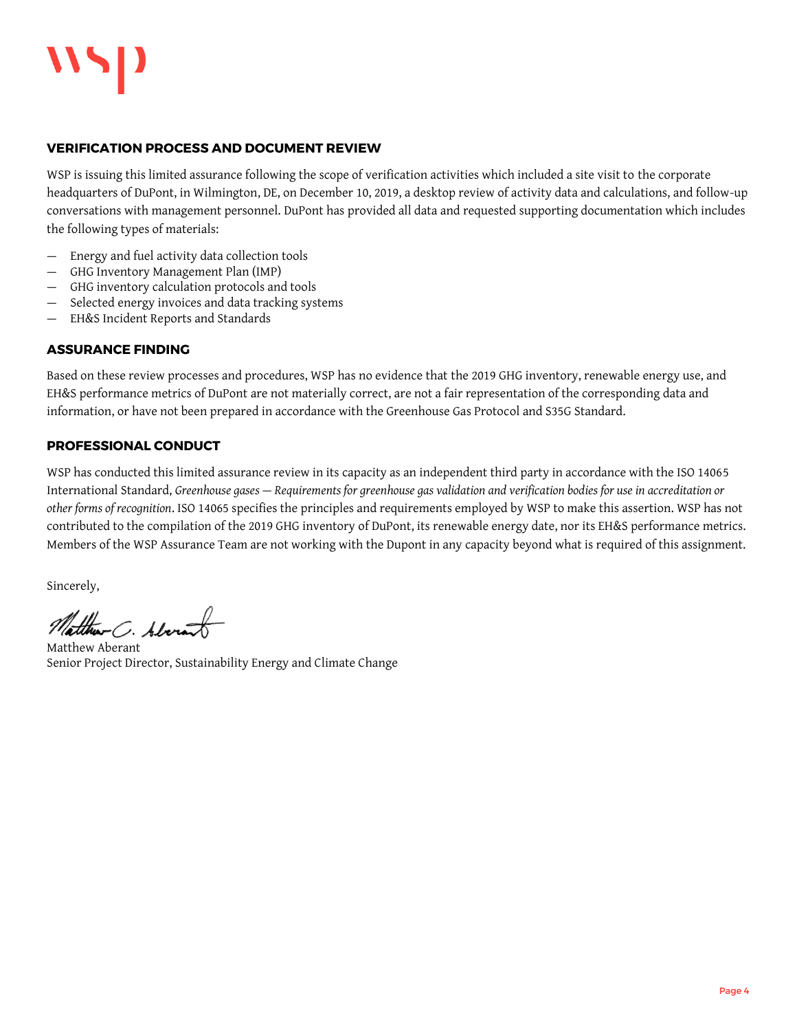## VERIFICATION PROCESS AND DOCUMENT REVIEW

WSP is issuing this limited assurance following the scope of verification activities which included a site visit to the corporate headquarters of DuPont, in Wilmington, DE, on December 10, 2019, a desktop review of activity data and calculations, and follow-up conversations with management personnel. DuPont has provided all data and requested supporting documentation which includes the following types of materials:

- Energy and fuel activity data collection tools
- GHG Inventory Management Plan (IMP)
- GHG inventory calculation protocols and tools
- Selected energy invoices and data tracking systems
- EH&S Incident Reports and Standards

## ASSURANCE FINDING

Based on these review processes and procedures, WSP has no evidence that the 2019 GHG inventory, renewable energy use, and EH&S performance metrics of DuPont are not materially correct, are not a fair representation of the corresponding data and information, or have not been prepared in accordance with the Greenhouse Gas Protocol and S35G Standard.

## PROFESSIONAL CONDUCT

WSP has conducted this limited assurance review in its capacity as an independent third party in accordance with the ISO 14065 International Standard, *Greenhouse gases — Requirements for greenhouse gas validation and verification bodies for use in accreditation or other forms of recognition*. ISO 14065 specifies the principles and requirements employed by WSP to make this assertion. WSP has not contributed to the compilation of the 2019 GHG inventory of DuPont, its renewable energy date, nor its EH&S performance metrics. Members of the WSP Assurance Team are not working with the Dupont in any capacity beyond what is required of this assignment.

Sincerely,

Matthew Aberant
Senior Project Director, Sustainability Energy and Climate Change